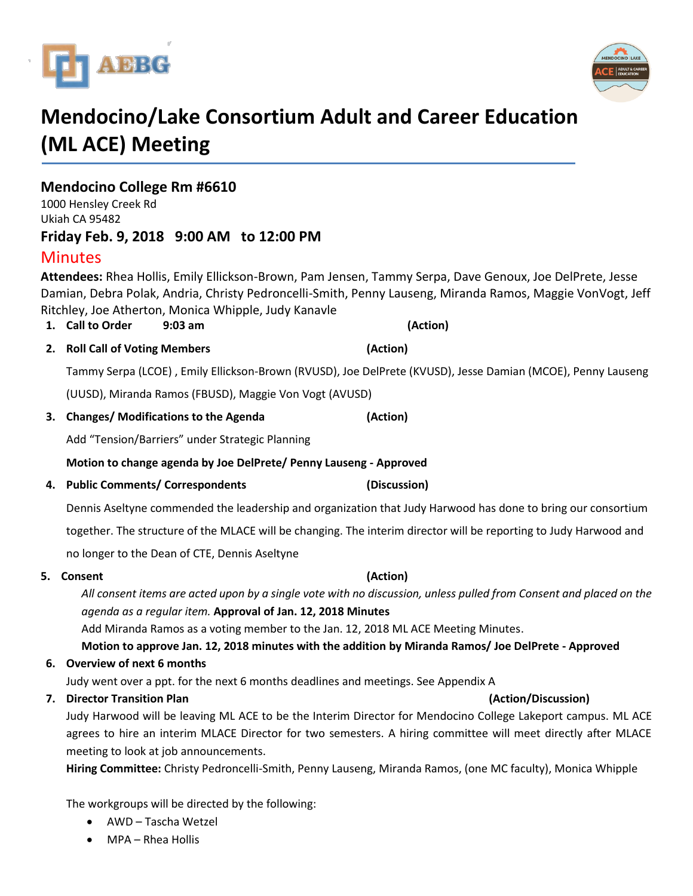# Mendocino/Lake Consortium Adult and Career Education (ML ACE) Meeting

## Mendocino College Rm #6610

1000 Hensley Creek Rd
Ukiah CA 95482

### Friday Feb. 9, 2018 9:00 AM to 12:00 PM

## Minutes

**Attendees:** Rhea Hollis, Emily Ellickson-Brown, Pam Jensen, Tammy Serpa, Dave Genoux, Joe DelPrete, Jesse Damian, Debra Polak, Andria, Christy Pedroncelli-Smith, Penny Lauseng, Miranda Ramos, Maggie VonVogt, Jeff Ritchley, Joe Atherton, Monica Whipple, Judy Kanavle

1. **Call to Order 9:03 am** **(Action)**

2. **Roll Call of Voting Members** **(Action)**

   Tammy Serpa (LCOE) , Emily Ellickson-Brown (RVUSD), Joe DelPrete (KVUSD), Jesse Damian (MCOE), Penny Lauseng (UUSD), Miranda Ramos (FBUSD), Maggie Von Vogt (AVUSD)

3. **Changes/ Modifications to the Agenda** **(Action)**

   Add "Tension/Barriers" under Strategic Planning

   **Motion to change agenda by Joe DelPrete/ Penny Lauseng - Approved**

4. **Public Comments/ Correspondents** **(Discussion)**

   Dennis Aseltyne commended the leadership and organization that Judy Harwood has done to bring our consortium together. The structure of the MLACE will be changing. The interim director will be reporting to Judy Harwood and no longer to the Dean of CTE, Dennis Aseltyne

5. **Consent** **(Action)**

   *All consent items are acted upon by a single vote with no discussion, unless pulled from Consent and placed on the agenda as a regular item.* **Approval of Jan. 12, 2018 Minutes**

   Add Miranda Ramos as a voting member to the Jan. 12, 2018 ML ACE Meeting Minutes.

   **Motion to approve Jan. 12, 2018 minutes with the addition by Miranda Ramos/ Joe DelPrete - Approved**

6. **Overview of next 6 months**

   Judy went over a ppt. for the next 6 months deadlines and meetings. See Appendix A

7. **Director Transition Plan** **(Action/Discussion)**

   Judy Harwood will be leaving ML ACE to be the Interim Director for Mendocino College Lakeport campus. ML ACE agrees to hire an interim MLACE Director for two semesters. A hiring committee will meet directly after MLACE meeting to look at job announcements.

   **Hiring Committee:** Christy Pedroncelli-Smith, Penny Lauseng, Miranda Ramos, (one MC faculty), Monica Whipple

   The workgroups will be directed by the following:

   - AWD – Tascha Wetzel
   - MPA – Rhea Hollis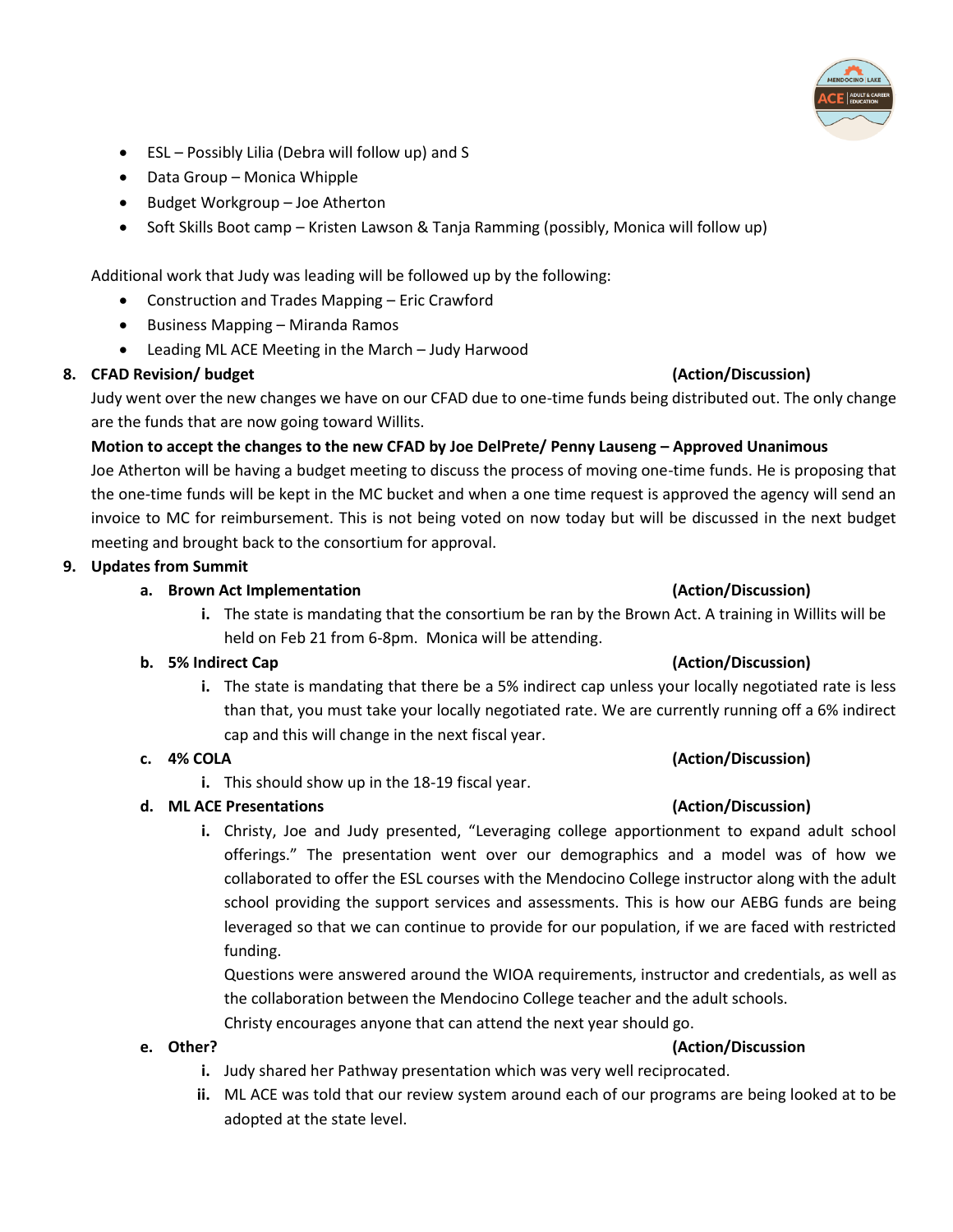- ESL – Possibly Lilia (Debra will follow up) and S
- Data Group – Monica Whipple
- Budget Workgroup – Joe Atherton
- Soft Skills Boot camp – Kristen Lawson & Tanja Ramming (possibly, Monica will follow up)

Additional work that Judy was leading will be followed up by the following:

- Construction and Trades Mapping – Eric Crawford
- Business Mapping – Miranda Ramos
- Leading ML ACE Meeting in the March – Judy Harwood

**8. CFAD Revision/ budget (Action/Discussion)**

Judy went over the new changes we have on our CFAD due to one-time funds being distributed out. The only change are the funds that are now going toward Willits.

**Motion to accept the changes to the new CFAD by Joe DelPrete/ Penny Lauseng – Approved Unanimous**

Joe Atherton will be having a budget meeting to discuss the process of moving one-time funds. He is proposing that the one-time funds will be kept in the MC bucket and when a one time request is approved the agency will send an invoice to MC for reimbursement. This is not being voted on now today but will be discussed in the next budget meeting and brought back to the consortium for approval.

**9. Updates from Summit**

**a. Brown Act Implementation (Action/Discussion)**

i. The state is mandating that the consortium be ran by the Brown Act. A training in Willits will be held on Feb 21 from 6-8pm. Monica will be attending.

**b. 5% Indirect Cap (Action/Discussion)**

i. The state is mandating that there be a 5% indirect cap unless your locally negotiated rate is less than that, you must take your locally negotiated rate. We are currently running off a 6% indirect cap and this will change in the next fiscal year.

**c. 4% COLA (Action/Discussion)**

i. This should show up in the 18-19 fiscal year.

**d. ML ACE Presentations (Action/Discussion)**

i. Christy, Joe and Judy presented, "Leveraging college apportionment to expand adult school offerings." The presentation went over our demographics and a model was of how we collaborated to offer the ESL courses with the Mendocino College instructor along with the adult school providing the support services and assessments. This is how our AEBG funds are being leveraged so that we can continue to provide for our population, if we are faced with restricted funding.

Questions were answered around the WIOA requirements, instructor and credentials, as well as the collaboration between the Mendocino College teacher and the adult schools.

Christy encourages anyone that can attend the next year should go.

**e. Other? (Action/Discussion)**

i. Judy shared her Pathway presentation which was very well reciprocated.

ii. ML ACE was told that our review system around each of our programs are being looked at to be adopted at the state level.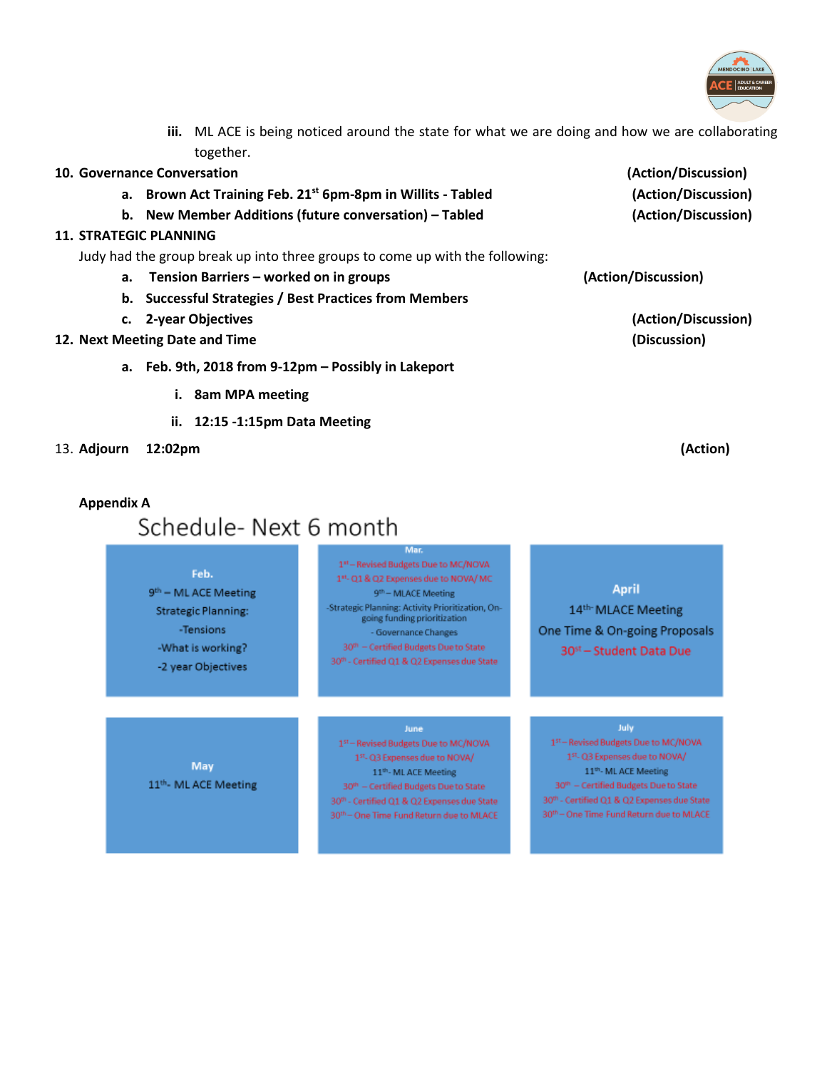iii. ML ACE is being noticed around the state for what we are doing and how we are collaborating together.

10. **Governance Conversation** **(Action/Discussion)**
    a. **Brown Act Training Feb. 21st 6pm-8pm in Willits - Tabled** **(Action/Discussion)**
    b. **New Member Additions (future conversation) – Tabled** **(Action/Discussion)**

11. **STRATEGIC PLANNING**

    Judy had the group break up into three groups to come up with the following:

    a. **Tension Barriers – worked on in groups** **(Action/Discussion)**
    b. **Successful Strategies / Best Practices from Members**
    c. **2-year Objectives** **(Action/Discussion)**

12. **Next Meeting Date and Time** **(Discussion)**
    a. **Feb. 9th, 2018 from 9-12pm – Possibly in Lakeport**
       i. **8am MPA meeting**
       ii. **12:15 -1:15pm Data Meeting**

13. **Adjourn 12:02pm** **(Action)**

**Appendix A**

## Schedule- Next 6 month

| | | |
|---|---|---|
| **Feb.**<br>9th – ML ACE Meeting<br>Strategic Planning:<br>-Tensions<br>-What is working?<br>-2 year Objectives | **Mar.**<br>1st – Revised Budgets Due to MC/NOVA<br>1st- Q1 & Q2 Expenses due to NOVA/ MC<br>9th – MLACE Meeting<br>-Strategic Planning: Activity Prioritization, On-going funding prioritization<br>- Governance Changes<br>30th – Certified Budgets Due to State<br>30th - Certified Q1 & Q2 Expenses due State | **April**<br>14th- MLACE Meeting<br>One Time & On-going Proposals<br>30st – Student Data Due |
| **May**<br>11th- ML ACE Meeting | **June**<br>1st – Revised Budgets Due to MC/NOVA<br>1st- Q3 Expenses due to NOVA/<br>11th- ML ACE Meeting<br>30th – Certified Budgets Due to State<br>30th - Certified Q1 & Q2 Expenses due State<br>30th – One Time Fund Return due to MLACE | **July**<br>1st – Revised Budgets Due to MC/NOVA<br>1st- Q3 Expenses due to NOVA/<br>11th- ML ACE Meeting<br>30th – Certified Budgets Due to State<br>30th - Certified Q1 & Q2 Expenses due State<br>30th – One Time Fund Return due to MLACE |